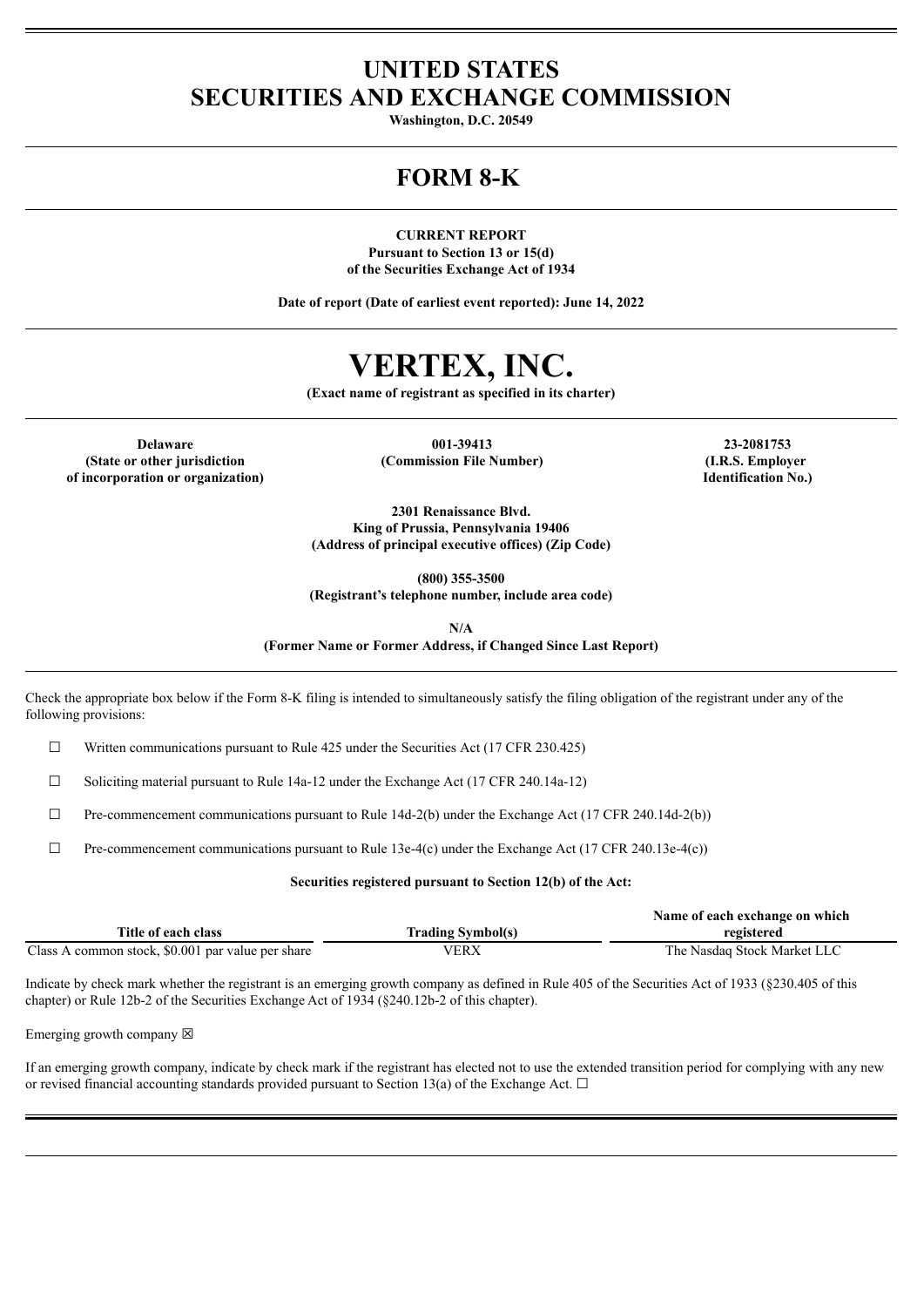# UNITED STATES
# SECURITIES AND EXCHANGE COMMISSION

**Washington, D.C. 20549**

# FORM 8-K

**CURRENT REPORT**
**Pursuant to Section 13 or 15(d)**
**of the Securities Exchange Act of 1934**

**Date of report (Date of earliest event reported): June 14, 2022**

# VERTEX, INC.

**(Exact name of registrant as specified in its charter)**

| Delaware | 001-39413 | 23-2081753 |
|---|---|---|
| (State or other jurisdiction of incorporation or organization) | (Commission File Number) | (I.R.S. Employer Identification No.) |

**2301 Renaissance Blvd.**
**King of Prussia, Pennsylvania 19406**
**(Address of principal executive offices) (Zip Code)**

**(800) 355-3500**
**(Registrant's telephone number, include area code)**

**N/A**
**(Former Name or Former Address, if Changed Since Last Report)**

Check the appropriate box below if the Form 8-K filing is intended to simultaneously satisfy the filing obligation of the registrant under any of the following provisions:

☐ Written communications pursuant to Rule 425 under the Securities Act (17 CFR 230.425)

☐ Soliciting material pursuant to Rule 14a-12 under the Exchange Act (17 CFR 240.14a-12)

☐ Pre-commencement communications pursuant to Rule 14d-2(b) under the Exchange Act (17 CFR 240.14d-2(b))

☐ Pre-commencement communications pursuant to Rule 13e-4(c) under the Exchange Act (17 CFR 240.13e-4(c))

**Securities registered pursuant to Section 12(b) of the Act:**

| Title of each class | Trading Symbol(s) | Name of each exchange on which registered |
|---|---|---|
| Class A common stock, $0.001 par value per share | VERX | The Nasdaq Stock Market LLC |

Indicate by check mark whether the registrant is an emerging growth company as defined in Rule 405 of the Securities Act of 1933 (§230.405 of this chapter) or Rule 12b-2 of the Securities Exchange Act of 1934 (§240.12b-2 of this chapter).

Emerging growth company ☒

If an emerging growth company, indicate by check mark if the registrant has elected not to use the extended transition period for complying with any new or revised financial accounting standards provided pursuant to Section 13(a) of the Exchange Act. ☐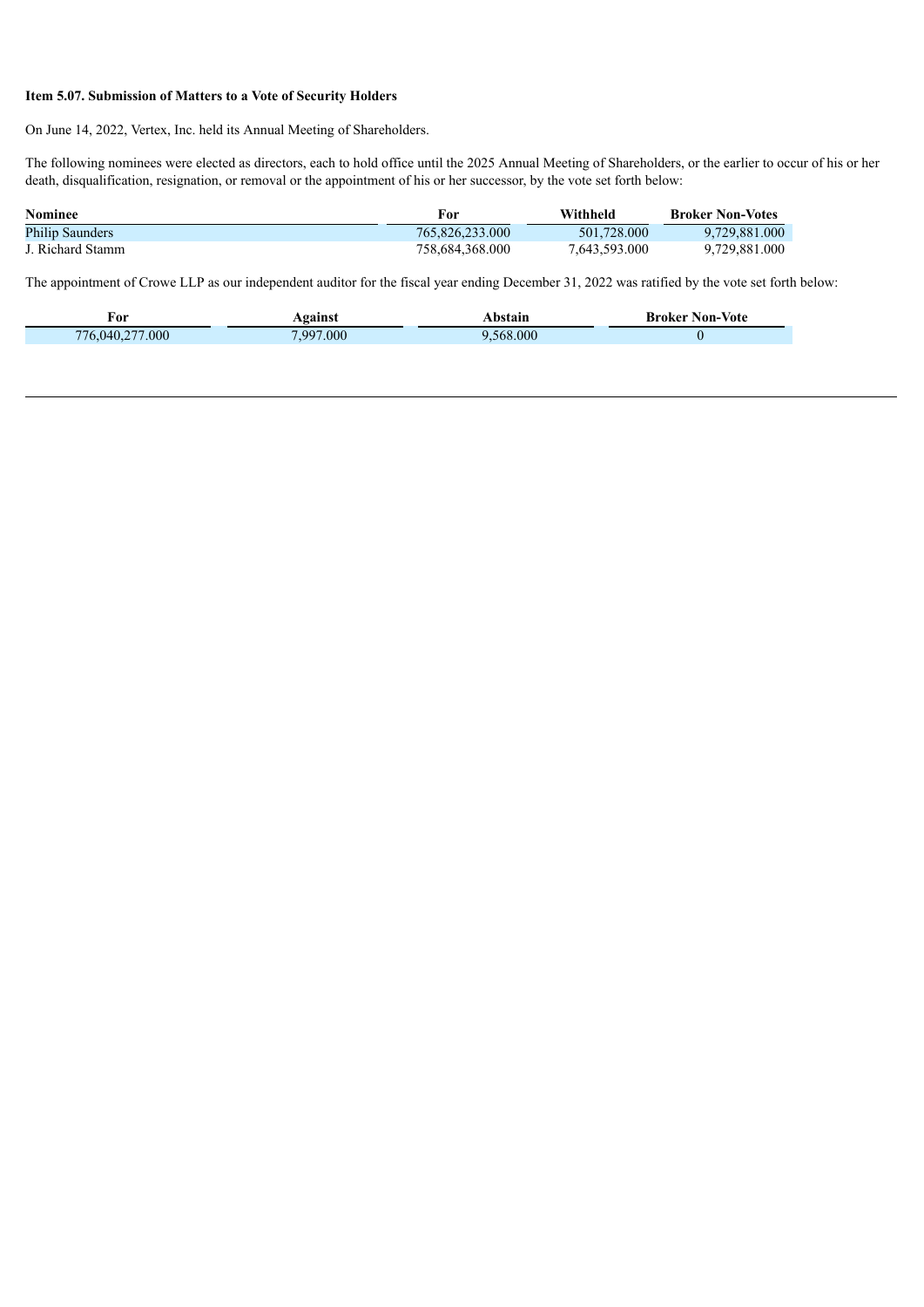**Item 5.07. Submission of Matters to a Vote of Security Holders**

On June 14, 2022, Vertex, Inc. held its Annual Meeting of Shareholders.

The following nominees were elected as directors, each to hold office until the 2025 Annual Meeting of Shareholders, or the earlier to occur of his or her death, disqualification, resignation, or removal or the appointment of his or her successor, by the vote set forth below:

| Nominee | For | Withheld | Broker Non-Votes |
|---|---|---|---|
| Philip Saunders | 765,826,233.000 | 501,728.000 | 9,729,881.000 |
| J. Richard Stamm | 758,684,368.000 | 7,643,593.000 | 9,729,881.000 |

The appointment of Crowe LLP as our independent auditor for the fiscal year ending December 31, 2022 was ratified by the vote set forth below:

| For | Against | Abstain | Broker Non-Vote |
|---|---|---|---|
| 776,040,277.000 | 7,997.000 | 9,568.000 | 0 |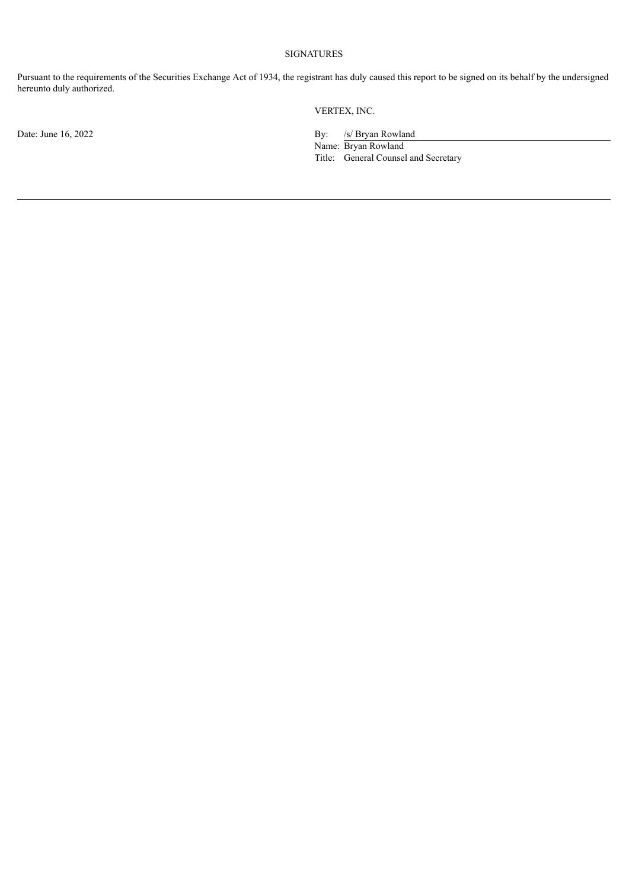SIGNATURES

Pursuant to the requirements of the Securities Exchange Act of 1934, the registrant has duly caused this report to be signed on its behalf by the undersigned hereunto duly authorized.

VERTEX, INC.

Date: June 16, 2022

By: /s/ Bryan Rowland
Name: Bryan Rowland
Title: General Counsel and Secretary